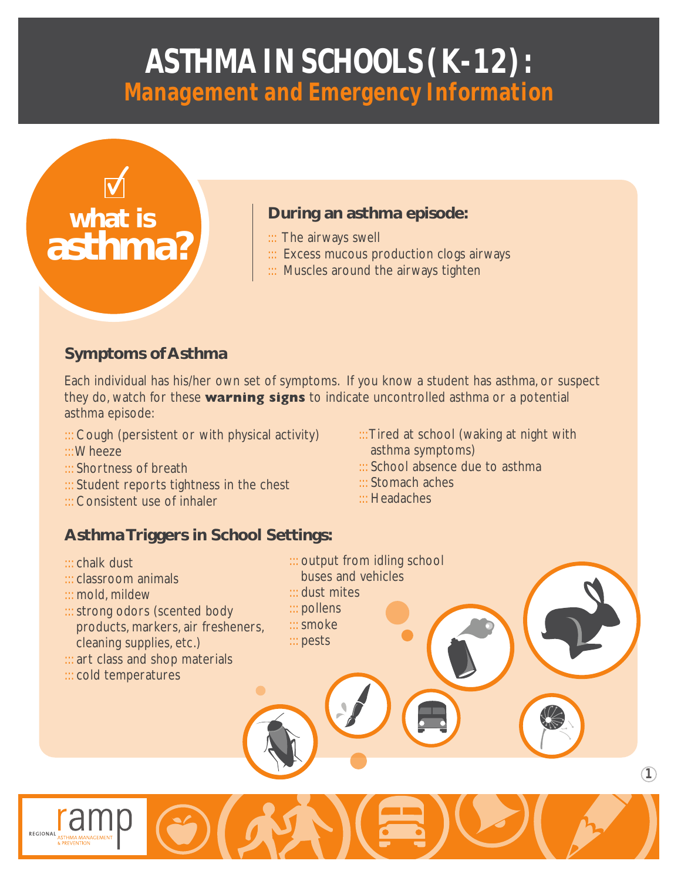# ASTHMA IN SCHOOLS (K-12):
## Management and Emergency Information

## what is asthma?

### During an asthma episode:

- The airways swell
- Excess mucous production clogs airways
- Muscles around the airways tighten

### Symptoms of Asthma

Each individual has his/her own set of symptoms. If you know a student has asthma, or suspect they do, watch for these **warning signs** to indicate uncontrolled asthma or a potential asthma episode:

- Cough (persistent or with physical activity)
- Wheeze
- Shortness of breath
- Student reports tightness in the chest
- Consistent use of inhaler
- Tired at school (waking at night with asthma symptoms)
- School absence due to asthma
- Stomach aches
- Headaches

### Asthma Triggers in School Settings:

- chalk dust
- classroom animals
- mold, mildew
- strong odors (scented body products, markers, air fresheners, cleaning supplies, etc.)
- art class and shop materials
- cold temperatures
- output from idling school buses and vehicles
- dust mites
- pollens
- smoke
- pests

REGIONAL ramp ASTHMA MANAGEMENT & PREVENTION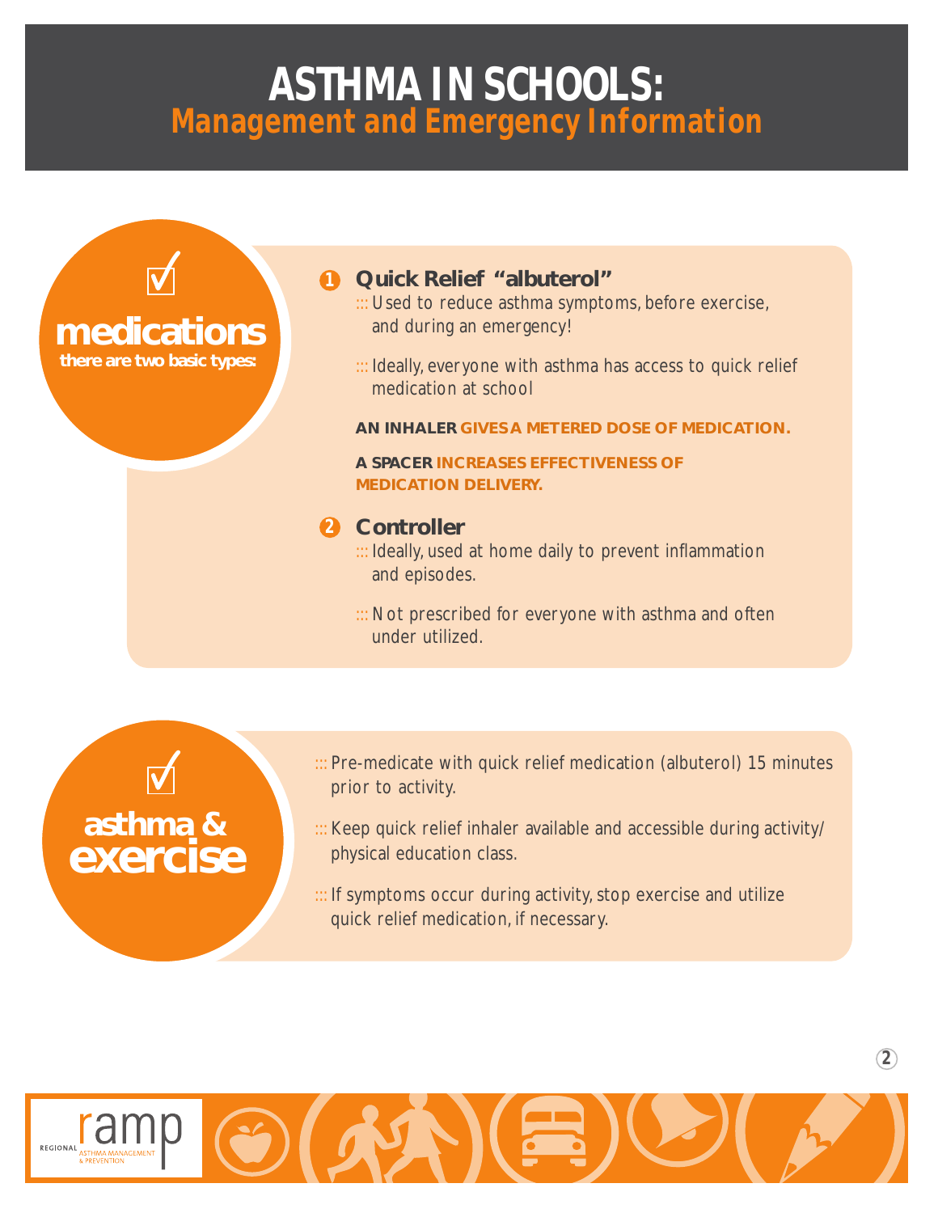# ASTHMA IN SCHOOLS:
## Management and Emergency Information

## medications
**there are two basic types:**

### 1 Quick Relief "albuterol"

::: Used to reduce asthma symptoms, before exercise, and during an emergency!

::: Ideally, everyone with asthma has access to quick relief medication at school

**AN INHALER GIVES A METERED DOSE OF MEDICATION.**

**A SPACER INCREASES EFFECTIVENESS OF MEDICATION DELIVERY.**

### 2 Controller

::: Ideally, used at home daily to prevent inflammation and episodes.

::: Not prescribed for everyone with asthma and often under utilized.

## asthma & exercise

::: Pre-medicate with quick relief medication (albuterol) 15 minutes prior to activity.

::: Keep quick relief inhaler available and accessible during activity/ physical education class.

::: If symptoms occur during activity, stop exercise and utilize quick relief medication, if necessary.

REGIONAL ramp ASTHMA MANAGEMENT & PREVENTION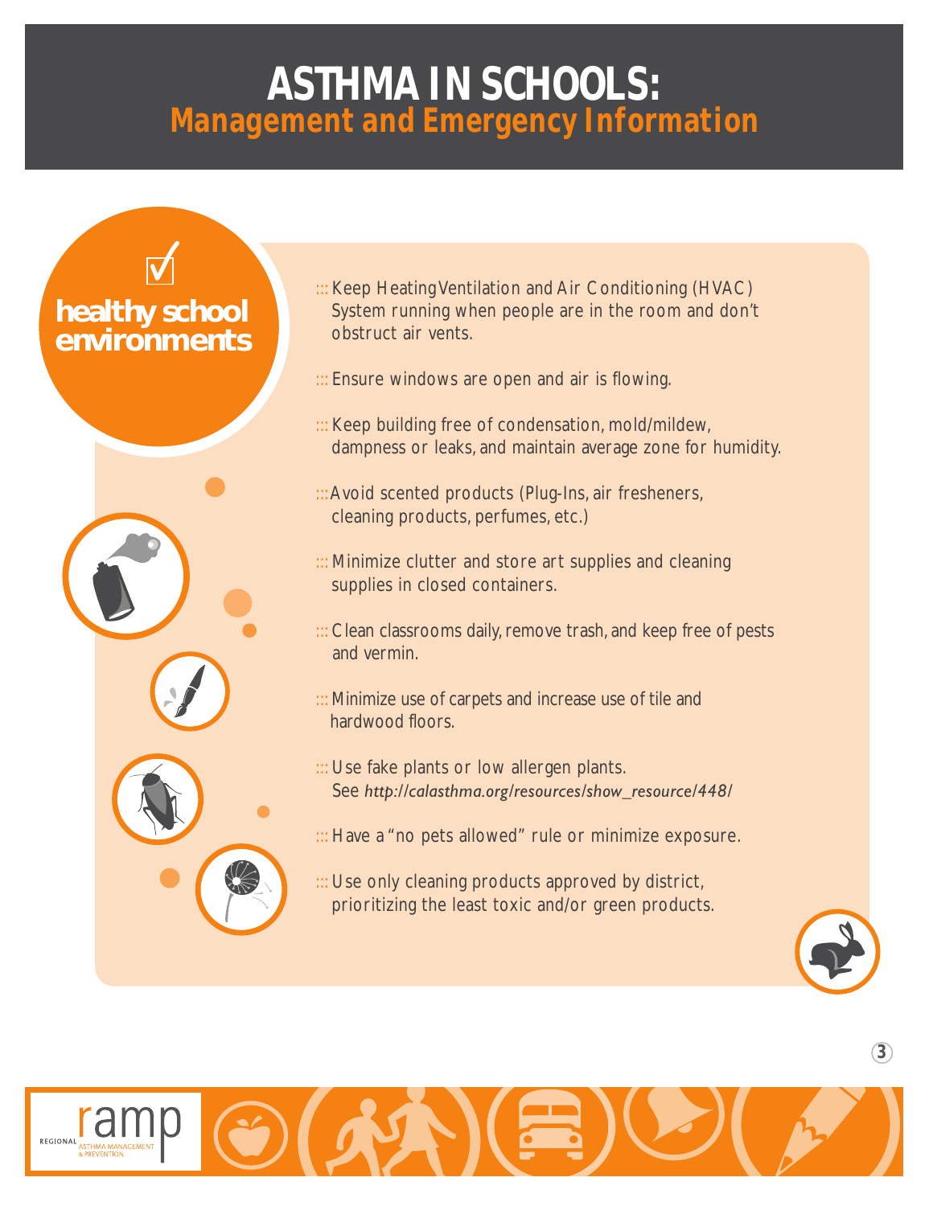# ASTHMA IN SCHOOLS:
## Management and Emergency Information

### healthy school environments

- Keep Heating Ventilation and Air Conditioning (HVAC) System running when people are in the room and don't obstruct air vents.
- Ensure windows are open and air is flowing.
- Keep building free of condensation, mold/mildew, dampness or leaks, and maintain average zone for humidity.
- Avoid scented products (Plug-Ins, air fresheners, cleaning products, perfumes, etc.)
- Minimize clutter and store art supplies and cleaning supplies in closed containers.
- Clean classrooms daily, remove trash, and keep free of pests and vermin.
- Minimize use of carpets and increase use of tile and hardwood floors.
- Use fake plants or low allergen plants. See *http://calasthma.org/resources/show_resource/448/*
- Have a "no pets allowed" rule or minimize exposure.
- Use only cleaning products approved by district, prioritizing the least toxic and/or green products.

REGIONAL ramp ASTHMA MANAGEMENT & PREVENTION